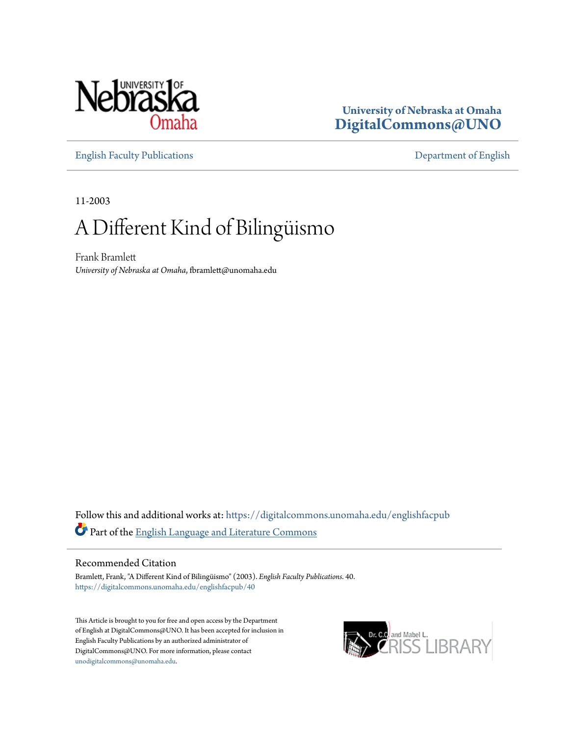University of Nebraska at Omaha
**DigitalCommons@UNO**

English Faculty Publications | Department of English

11-2003

# A Different Kind of Bilingüismo

Frank Bramlett
*University of Nebraska at Omaha*, fbramlett@unomaha.edu

Follow this and additional works at: https://digitalcommons.unomaha.edu/englishfacpub

Part of the English Language and Literature Commons

## Recommended Citation

Bramlett, Frank, "A Different Kind of Bilingüismo" (2003). *English Faculty Publications*. 40.
https://digitalcommons.unomaha.edu/englishfacpub/40

This Article is brought to you for free and open access by the Department of English at DigitalCommons@UNO. It has been accepted for inclusion in English Faculty Publications by an authorized administrator of DigitalCommons@UNO. For more information, please contact unodigitalcommons@unomaha.edu.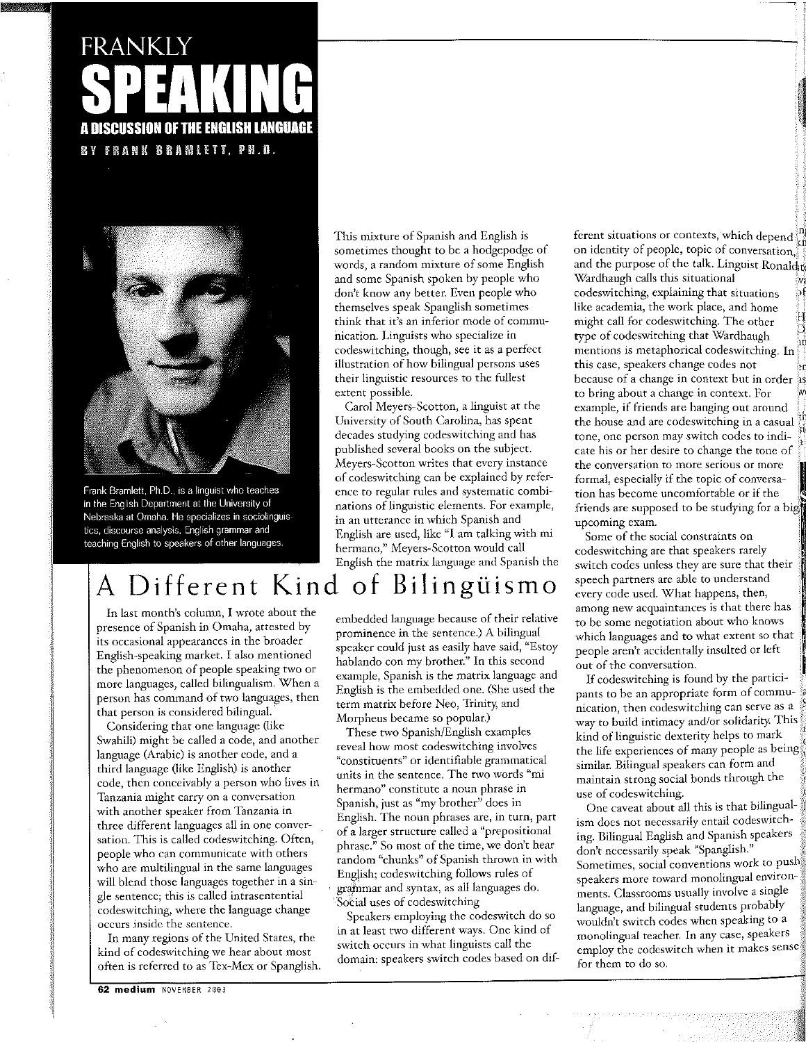# FRANKLY SPEAKING

**A DISCUSSION OF THE ENGLISH LANGUAGE**

**BY FRANK BRAMLETT, PH.D.**

Frank Bramlett, Ph.D., is a linguist who teaches in the English Department at the University of Nebraska at Omaha. He specializes in sociolinguistics, discourse analysis, English grammar and teaching English to speakers of other languages.

## A Different Kind of Bilingüismo

In last month's column, I wrote about the presence of Spanish in Omaha, attested by its occasional appearances in the broader English-speaking market. I also mentioned the phenomenon of people speaking two or more languages, called bilingualism. When a person has command of two languages, then that person is considered bilingual.

Considering that one language (like Swahili) might be called a code, and another language (Arabic) is another code, and a third language (like English) is another code, then conceivably a person who lives in Tanzania might carry on a conversation with another speaker from Tanzania in three different languages all in one conversation. This is called codeswitching. Often, people who can communicate with others who are multilingual in the same languages will blend those languages together in a single sentence; this is called intrasentential codeswitching, where the language change occurs inside the sentence.

In many regions of the United States, the kind of codeswitching we hear about most often is referred to as Tex-Mex or Spanglish. This mixture of Spanish and English is sometimes thought to be a hodgepodge of words, a random mixture of some English and some Spanish spoken by people who don't know any better. Even people who themselves speak Spanglish sometimes think that it's an inferior mode of communication. Linguists who specialize in codeswitching, though, see it as a perfect illustration of how bilingual persons uses their linguistic resources to the fullest extent possible.

Carol Meyers-Scotton, a linguist at the University of South Carolina, has spent decades studying codeswitching and has published several books on the subject. Meyers-Scotton writes that every instance of codeswitching can be explained by reference to regular rules and systematic combinations of linguistic elements. For example, in an utterance in which Spanish and English are used, like "I am talking with mi hermano," Meyers-Scotton would call English the matrix language and Spanish the embedded language because of their relative prominence in the sentence.) A bilingual speaker could just as easily have said, "Estoy hablando con my brother." In this second example, Spanish is the matrix language and English is the embedded one. (She used the term matrix before Neo, Trinity, and Morpheus became so popular.)

These two Spanish/English examples reveal how most codeswitching involves "constituents" or identifiable grammatical units in the sentence. The two words "mi hermano" constitute a noun phrase in Spanish, just as "my brother" does in English. The noun phrases are, in turn, part of a larger structure called a "prepositional phrase." So most of the time, we don't hear random "chunks" of Spanish thrown in with English; codeswitching follows rules of grammar and syntax, as all languages do.

### Social uses of codeswitching

Speakers employing the codeswitch do so in at least two different ways. One kind of switch occurs in what linguists call the domain: speakers switch codes based on different situations or contexts, which depend on identity of people, topic of conversation, and the purpose of the talk. Linguist Ronald Wardhaugh calls this situational codeswitching, explaining that situations like academia, the work place, and home might call for codeswitching. The other type of codeswitching that Wardhaugh mentions is metaphorical codeswitching. In this case, speakers change codes not because of a change in context but in order to bring about a change in context. For example, if friends are hanging out around the house and are codeswitching in a casual tone, one person may switch codes to indicate his or her desire to change the tone of the conversation to more serious or more formal, especially if the topic of conversation has become uncomfortable or if the friends are supposed to be studying for a big upcoming exam.

Some of the social constraints on codeswitching are that speakers rarely switch codes unless they are sure that their speech partners are able to understand every code used. What happens, then, among new acquaintances is that there has to be some negotiation about who knows which languages and to what extent so that people aren't accidentally insulted or left out of the conversation.

If codeswitching is found by the participants to be an appropriate form of communication, then codeswitching can serve as a way to build intimacy and/or solidarity. This kind of linguistic dexterity helps to mark the life experiences of many people as being similar. Bilingual speakers can form and maintain strong social bonds through the use of codeswitching.

One caveat about all this is that bilingualism does not necessarily entail codeswitching. Bilingual English and Spanish speakers don't necessarily speak "Spanglish." Sometimes, social conventions work to push speakers more toward monolingual environments. Classrooms usually involve a single language, and bilingual students probably wouldn't switch codes when speaking to a monolingual teacher. In any case, speakers employ the codeswitch when it makes sense for them to do so.